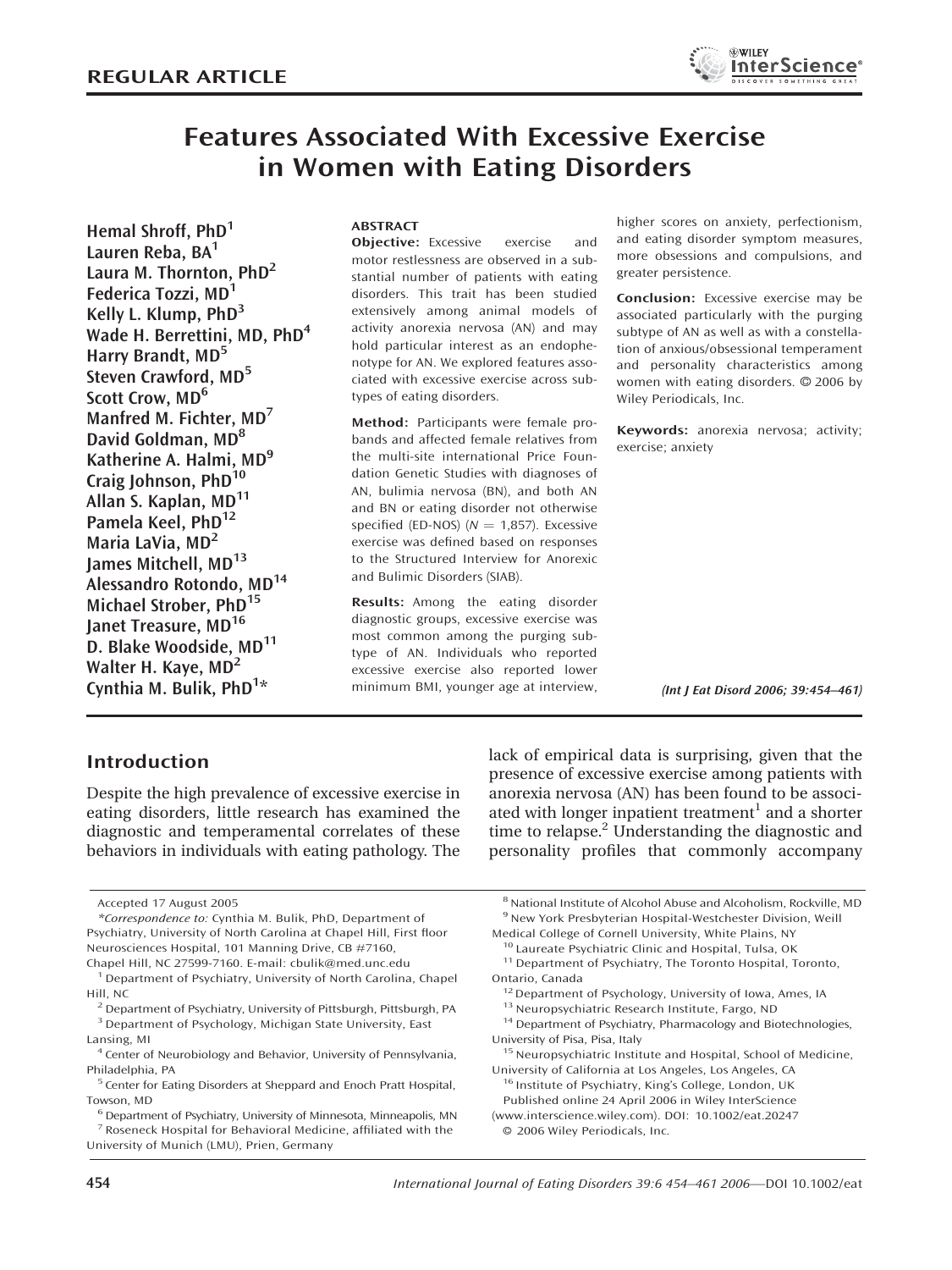REGULAR ARTICLE

# Features Associated With Excessive Exercise in Women with Eating Disorders

Hemal Shroff, PhD[1]
Lauren Reba, BA[1]
Laura M. Thornton, PhD[2]
Federica Tozzi, MD[1]
Kelly L. Klump, PhD[3]
Wade H. Berrettini, MD, PhD[4]
Harry Brandt, MD[5]
Steven Crawford, MD[5]
Scott Crow, MD[6]
Manfred M. Fichter, MD[7]
David Goldman, MD[8]
Katherine A. Halmi, MD[9]
Craig Johnson, PhD[10]
Allan S. Kaplan, MD[11]
Pamela Keel, PhD[12]
Maria LaVia, MD[2]
James Mitchell, MD[13]
Alessandro Rotondo, MD[14]
Michael Strober, PhD[15]
Janet Treasure, MD[16]
D. Blake Woodside, MD[11]
Walter H. Kaye, MD[2]
Cynthia M. Bulik, PhD[1]*

**ABSTRACT**

**Objective:** Excessive exercise and motor restlessness are observed in a substantial number of patients with eating disorders. This trait has been studied extensively among animal models of activity anorexia nervosa (AN) and may hold particular interest as an endophenotype for AN. We explored features associated with excessive exercise across subtypes of eating disorders.

**Method:** Participants were female probands and affected female relatives from the multi-site international Price Foundation Genetic Studies with diagnoses of AN, bulimia nervosa (BN), and both AN and BN or eating disorder not otherwise specified (ED-NOS) ($N = 1,857$). Excessive exercise was defined based on responses to the Structured Interview for Anorexic and Bulimic Disorders (SIAB).

**Results:** Among the eating disorder diagnostic groups, excessive exercise was most common among the purging subtype of AN. Individuals who reported excessive exercise also reported lower minimum BMI, younger age at interview, higher scores on anxiety, perfectionism, and eating disorder symptom measures, more obsessions and compulsions, and greater persistence.

**Conclusion:** Excessive exercise may be associated particularly with the purging subtype of AN as well as with a constellation of anxious/obsessional temperament and personality characteristics among women with eating disorders. © 2006 by Wiley Periodicals, Inc.

**Keywords:** anorexia nervosa; activity; exercise; anxiety

*(Int J Eat Disord 2006; 39:454–461)*

## Introduction

Despite the high prevalence of excessive exercise in eating disorders, little research has examined the diagnostic and temperamental correlates of these behaviors in individuals with eating pathology. The lack of empirical data is surprising, given that the presence of excessive exercise among patients with anorexia nervosa (AN) has been found to be associated with longer inpatient treatment[1] and a shorter time to relapse.[2] Understanding the diagnostic and personality profiles that commonly accompany

Accepted 17 August 2005

*Correspondence to: Cynthia M. Bulik, PhD, Department of Psychiatry, University of North Carolina at Chapel Hill, First floor Neurosciences Hospital, 101 Manning Drive, CB #7160, Chapel Hill, NC 27599-7160. E-mail: cbulik@med.unc.edu

[1] Department of Psychiatry, University of North Carolina, Chapel Hill, NC
[2] Department of Psychiatry, University of Pittsburgh, Pittsburgh, PA
[3] Department of Psychology, Michigan State University, East Lansing, MI
[4] Center of Neurobiology and Behavior, University of Pennsylvania, Philadelphia, PA
[5] Center for Eating Disorders at Sheppard and Enoch Pratt Hospital, Towson, MD
[6] Department of Psychiatry, University of Minnesota, Minneapolis, MN
[7] Roseneck Hospital for Behavioral Medicine, affiliated with the University of Munich (LMU), Prien, Germany
[8] National Institute of Alcohol Abuse and Alcoholism, Rockville, MD
[9] New York Presbyterian Hospital-Westchester Division, Weill Medical College of Cornell University, White Plains, NY
[10] Laureate Psychiatric Clinic and Hospital, Tulsa, OK
[11] Department of Psychiatry, The Toronto Hospital, Toronto, Ontario, Canada
[12] Department of Psychology, University of Iowa, Ames, IA
[13] Neuropsychiatric Research Institute, Fargo, ND
[14] Department of Psychiatry, Pharmacology and Biotechnologies, University of Pisa, Pisa, Italy
[15] Neuropsychiatric Institute and Hospital, School of Medicine, University of California at Los Angeles, Los Angeles, CA
[16] Institute of Psychiatry, King's College, London, UK

Published online 24 April 2006 in Wiley InterScience (www.interscience.wiley.com). DOI: 10.1002/eat.20247

© 2006 Wiley Periodicals, Inc.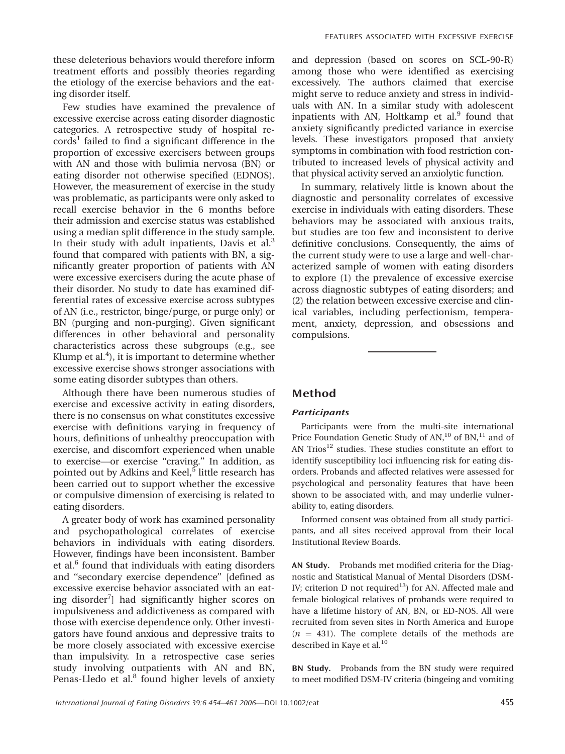these deleterious behaviors would therefore inform treatment efforts and possibly theories regarding the etiology of the exercise behaviors and the eating disorder itself.

Few studies have examined the prevalence of excessive exercise across eating disorder diagnostic categories. A retrospective study of hospital records[1] failed to find a significant difference in the proportion of excessive exercisers between groups with AN and those with bulimia nervosa (BN) or eating disorder not otherwise specified (EDNOS). However, the measurement of exercise in the study was problematic, as participants were only asked to recall exercise behavior in the 6 months before their admission and exercise status was established using a median split difference in the study sample. In their study with adult inpatients, Davis et al.[3] found that compared with patients with BN, a significantly greater proportion of patients with AN were excessive exercisers during the acute phase of their disorder. No study to date has examined differential rates of excessive exercise across subtypes of AN (i.e., restrictor, binge/purge, or purge only) or BN (purging and non-purging). Given significant differences in other behavioral and personality characteristics across these subgroups (e.g., see Klump et al.[4]), it is important to determine whether excessive exercise shows stronger associations with some eating disorder subtypes than others.

Although there have been numerous studies of exercise and excessive activity in eating disorders, there is no consensus on what constitutes excessive exercise with definitions varying in frequency of hours, definitions of unhealthy preoccupation with exercise, and discomfort experienced when unable to exercise—or exercise "craving." In addition, as pointed out by Adkins and Keel,[5] little research has been carried out to support whether the excessive or compulsive dimension of exercising is related to eating disorders.

A greater body of work has examined personality and psychopathological correlates of exercise behaviors in individuals with eating disorders. However, findings have been inconsistent. Bamber et al.[6] found that individuals with eating disorders and "secondary exercise dependence" [defined as excessive exercise behavior associated with an eating disorder[7]] had significantly higher scores on impulsiveness and addictiveness as compared with those with exercise dependence only. Other investigators have found anxious and depressive traits to be more closely associated with excessive exercise than impulsivity. In a retrospective case series study involving outpatients with AN and BN, Penas-Lledo et al.[8] found higher levels of anxiety and depression (based on scores on SCL-90-R) among those who were identified as exercising excessively. The authors claimed that exercise might serve to reduce anxiety and stress in individuals with AN. In a similar study with adolescent inpatients with AN, Holtkamp et al.[9] found that anxiety significantly predicted variance in exercise levels. These investigators proposed that anxiety symptoms in combination with food restriction contributed to increased levels of physical activity and that physical activity served an anxiolytic function.

In summary, relatively little is known about the diagnostic and personality correlates of excessive exercise in individuals with eating disorders. These behaviors may be associated with anxious traits, but studies are too few and inconsistent to derive definitive conclusions. Consequently, the aims of the current study were to use a large and well-characterized sample of women with eating disorders to explore (1) the prevalence of excessive exercise across diagnostic subtypes of eating disorders; and (2) the relation between excessive exercise and clinical variables, including perfectionism, temperament, anxiety, depression, and obsessions and compulsions.

## Method

### Participants

Participants were from the multi-site international Price Foundation Genetic Study of AN,[10] of BN,[11] and of AN Trios[12] studies. These studies constitute an effort to identify susceptibility loci influencing risk for eating disorders. Probands and affected relatives were assessed for psychological and personality features that have been shown to be associated with, and may underlie vulnerability to, eating disorders.

Informed consent was obtained from all study participants, and all sites received approval from their local Institutional Review Boards.

**AN Study.** Probands met modified criteria for the Diagnostic and Statistical Manual of Mental Disorders (DSM-IV; criterion D not required[13]) for AN. Affected male and female biological relatives of probands were required to have a lifetime history of AN, BN, or ED-NOS. All were recruited from seven sites in North America and Europe ($n$ = 431). The complete details of the methods are described in Kaye et al.[10]

**BN Study.** Probands from the BN study were required to meet modified DSM-IV criteria (bingeing and vomiting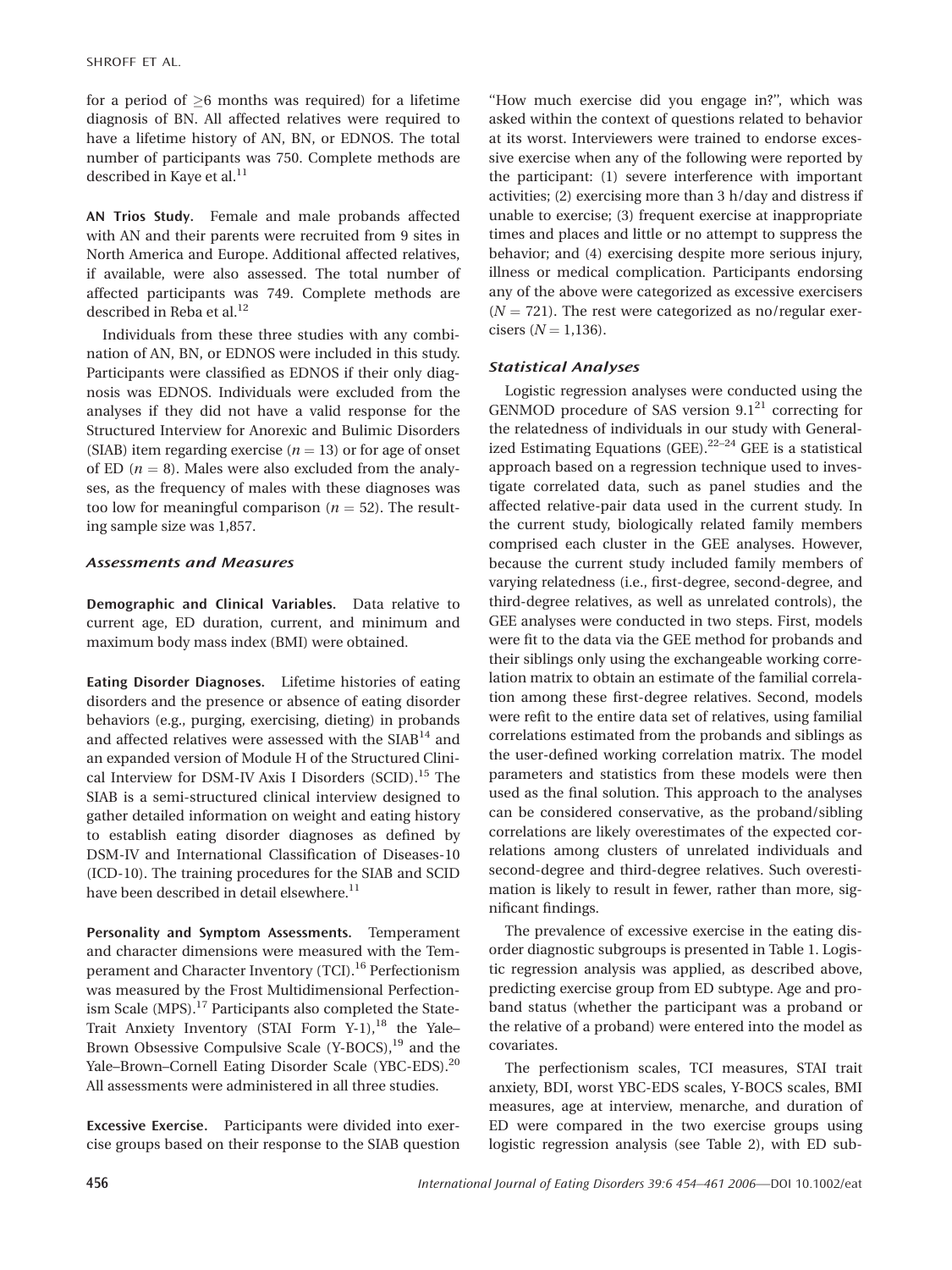for a period of ≥6 months was required) for a lifetime diagnosis of BN. All affected relatives were required to have a lifetime history of AN, BN, or EDNOS. The total number of participants was 750. Complete methods are described in Kaye et al.[11]

**AN Trios Study.** Female and male probands affected with AN and their parents were recruited from 9 sites in North America and Europe. Additional affected relatives, if available, were also assessed. The total number of affected participants was 749. Complete methods are described in Reba et al.[12]

Individuals from these three studies with any combination of AN, BN, or EDNOS were included in this study. Participants were classified as EDNOS if their only diagnosis was EDNOS. Individuals were excluded from the analyses if they did not have a valid response for the Structured Interview for Anorexic and Bulimic Disorders (SIAB) item regarding exercise ($n = 13$) or for age of onset of ED ($n = 8$). Males were also excluded from the analyses, as the frequency of males with these diagnoses was too low for meaningful comparison ($n = 52$). The resulting sample size was 1,857.

### Assessments and Measures

**Demographic and Clinical Variables.** Data relative to current age, ED duration, current, and minimum and maximum body mass index (BMI) were obtained.

**Eating Disorder Diagnoses.** Lifetime histories of eating disorders and the presence or absence of eating disorder behaviors (e.g., purging, exercising, dieting) in probands and affected relatives were assessed with the SIAB[14] and an expanded version of Module H of the Structured Clinical Interview for DSM-IV Axis I Disorders (SCID).[15] The SIAB is a semi-structured clinical interview designed to gather detailed information on weight and eating history to establish eating disorder diagnoses as defined by DSM-IV and International Classification of Diseases-10 (ICD-10). The training procedures for the SIAB and SCID have been described in detail elsewhere.[11]

**Personality and Symptom Assessments.** Temperament and character dimensions were measured with the Temperament and Character Inventory (TCI).[16] Perfectionism was measured by the Frost Multidimensional Perfectionism Scale (MPS).[17] Participants also completed the State-Trait Anxiety Inventory (STAI Form Y-1),[18] the Yale–Brown Obsessive Compulsive Scale (Y-BOCS),[19] and the Yale–Brown–Cornell Eating Disorder Scale (YBC-EDS).[20] All assessments were administered in all three studies.

**Excessive Exercise.** Participants were divided into exercise groups based on their response to the SIAB question "How much exercise did you engage in?", which was asked within the context of questions related to behavior at its worst. Interviewers were trained to endorse excessive exercise when any of the following were reported by the participant: (1) severe interference with important activities; (2) exercising more than 3 h/day and distress if unable to exercise; (3) frequent exercise at inappropriate times and places and little or no attempt to suppress the behavior; and (4) exercising despite more serious injury, illness or medical complication. Participants endorsing any of the above were categorized as excessive exercisers ($N = 721$). The rest were categorized as no/regular exercisers ($N = 1{,}136$).

### Statistical Analyses

Logistic regression analyses were conducted using the GENMOD procedure of SAS version 9.1[21] correcting for the relatedness of individuals in our study with Generalized Estimating Equations (GEE).[22–24] GEE is a statistical approach based on a regression technique used to investigate correlated data, such as panel studies and the affected relative-pair data used in the current study. In the current study, biologically related family members comprised each cluster in the GEE analyses. However, because the current study included family members of varying relatedness (i.e., first-degree, second-degree, and third-degree relatives, as well as unrelated controls), the GEE analyses were conducted in two steps. First, models were fit to the data via the GEE method for probands and their siblings only using the exchangeable working correlation matrix to obtain an estimate of the familial correlation among these first-degree relatives. Second, models were refit to the entire data set of relatives, using familial correlations estimated from the probands and siblings as the user-defined working correlation matrix. The model parameters and statistics from these models were then used as the final solution. This approach to the analyses can be considered conservative, as the proband/sibling correlations are likely overestimates of the expected correlations among clusters of unrelated individuals and second-degree and third-degree relatives. Such overestimation is likely to result in fewer, rather than more, significant findings.

The prevalence of excessive exercise in the eating disorder diagnostic subgroups is presented in Table 1. Logistic regression analysis was applied, as described above, predicting exercise group from ED subtype. Age and proband status (whether the participant was a proband or the relative of a proband) were entered into the model as covariates.

The perfectionism scales, TCI measures, STAI trait anxiety, BDI, worst YBC-EDS scales, Y-BOCS scales, BMI measures, age at interview, menarche, and duration of ED were compared in the two exercise groups using logistic regression analysis (see Table 2), with ED sub-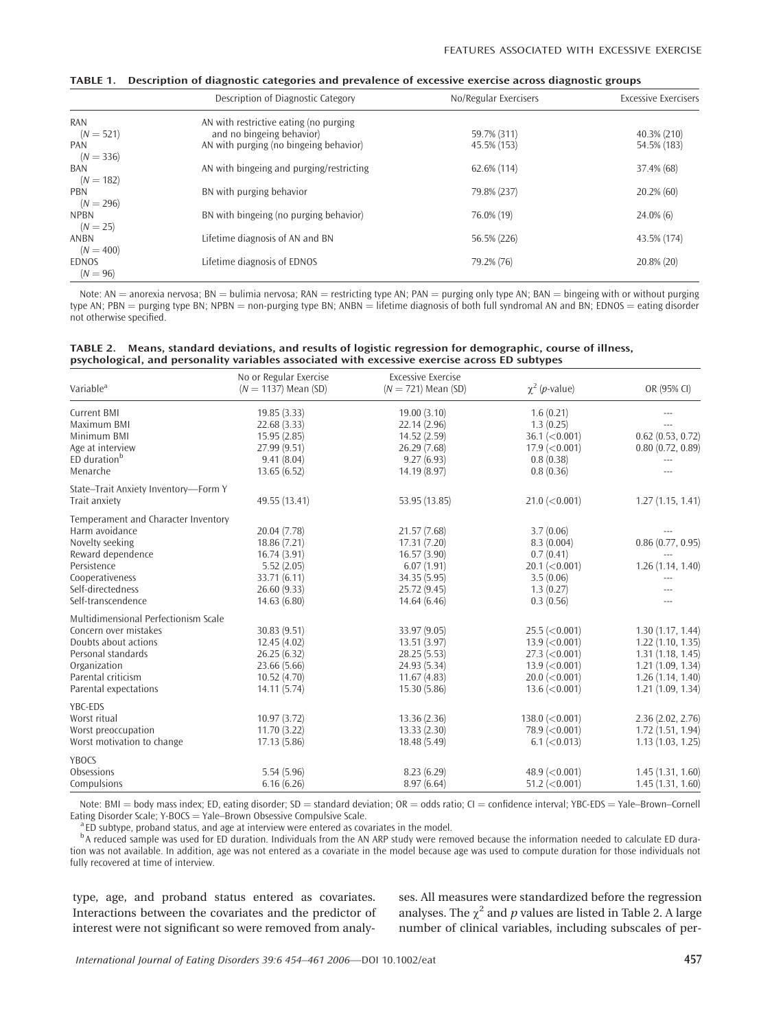**TABLE 1. Description of diagnostic categories and prevalence of excessive exercise across diagnostic groups**

| | Description of Diagnostic Category | No/Regular Exercisers | Excessive Exercisers |
|---|---|---|---|
| RAN ($N = 521$) | AN with restrictive eating (no purging and no bingeing behavior) | 59.7% (311) | 40.3% (210) |
| PAN ($N = 336$) | AN with purging (no bingeing behavior) | 45.5% (153) | 54.5% (183) |
| BAN ($N = 182$) | AN with bingeing and purging/restricting | 62.6% (114) | 37.4% (68) |
| PBN ($N = 296$) | BN with purging behavior | 79.8% (237) | 20.2% (60) |
| NPBN ($N = 25$) | BN with bingeing (no purging behavior) | 76.0% (19) | 24.0% (6) |
| ANBN ($N = 400$) | Lifetime diagnosis of AN and BN | 56.5% (226) | 43.5% (174) |
| EDNOS ($N = 96$) | Lifetime diagnosis of EDNOS | 79.2% (76) | 20.8% (20) |

Note: AN = anorexia nervosa; BN = bulimia nervosa; RAN = restricting type AN; PAN = purging only type AN; BAN = bingeing with or without purging type AN; PBN = purging type BN; NPBN = non-purging type BN; ANBN = lifetime diagnosis of both full syndromal AN and BN; EDNOS = eating disorder not otherwise specified.

**TABLE 2. Means, standard deviations, and results of logistic regression for demographic, course of illness, psychological, and personality variables associated with excessive exercise across ED subtypes**

| Variable[a] | No or Regular Exercise ($N = 1137$) Mean (SD) | Excessive Exercise ($N = 721$) Mean (SD) | $\chi^2$ (*p*-value) | OR (95% CI) |
|---|---|---|---|---|
| Current BMI | 19.85 (3.33) | 19.00 (3.10) | 1.6 (0.21) | --- |
| Maximum BMI | 22.68 (3.33) | 22.14 (2.96) | 1.3 (0.25) | --- |
| Minimum BMI | 15.95 (2.85) | 14.52 (2.59) | 36.1 (<0.001) | 0.62 (0.53, 0.72) |
| Age at interview | 27.99 (9.51) | 26.29 (7.68) | 17.9 (<0.001) | 0.80 (0.72, 0.89) |
| ED duration[b] | 9.41 (8.04) | 9.27 (6.93) | 0.8 (0.38) | --- |
| Menarche | 13.65 (6.52) | 14.19 (8.97) | 0.8 (0.36) | --- |
| State–Trait Anxiety Inventory—Form Y | | | | |
| Trait anxiety | 49.55 (13.41) | 53.95 (13.85) | 21.0 (<0.001) | 1.27 (1.15, 1.41) |
| Temperament and Character Inventory | | | | |
| Harm avoidance | 20.04 (7.78) | 21.57 (7.68) | 3.7 (0.06) | --- |
| Novelty seeking | 18.86 (7.21) | 17.31 (7.20) | 8.3 (0.004) | 0.86 (0.77, 0.95) |
| Reward dependence | 16.74 (3.91) | 16.57 (3.90) | 0.7 (0.41) | --- |
| Persistence | 5.52 (2.05) | 6.07 (1.91) | 20.1 (<0.001) | 1.26 (1.14, 1.40) |
| Cooperativeness | 33.71 (6.11) | 34.35 (5.95) | 3.5 (0.06) | --- |
| Self-directedness | 26.60 (9.33) | 25.72 (9.45) | 1.3 (0.27) | --- |
| Self-transcendence | 14.63 (6.80) | 14.64 (6.46) | 0.3 (0.56) | --- |
| Multidimensional Perfectionism Scale | | | | |
| Concern over mistakes | 30.83 (9.51) | 33.97 (9.05) | 25.5 (<0.001) | 1.30 (1.17, 1.44) |
| Doubts about actions | 12.45 (4.02) | 13.51 (3.97) | 13.9 (<0.001) | 1.22 (1.10, 1.35) |
| Personal standards | 26.25 (6.32) | 28.25 (5.53) | 27.3 (<0.001) | 1.31 (1.18, 1.45) |
| Organization | 23.66 (5.66) | 24.93 (5.34) | 13.9 (<0.001) | 1.21 (1.09, 1.34) |
| Parental criticism | 10.52 (4.70) | 11.67 (4.83) | 20.0 (<0.001) | 1.26 (1.14, 1.40) |
| Parental expectations | 14.11 (5.74) | 15.30 (5.86) | 13.6 (<0.001) | 1.21 (1.09, 1.34) |
| YBC-EDS | | | | |
| Worst ritual | 10.97 (3.72) | 13.36 (2.36) | 138.0 (<0.001) | 2.36 (2.02, 2.76) |
| Worst preoccupation | 11.70 (3.22) | 13.33 (2.30) | 78.9 (<0.001) | 1.72 (1.51, 1.94) |
| Worst motivation to change | 17.13 (5.86) | 18.48 (5.49) | 6.1 (<0.013) | 1.13 (1.03, 1.25) |
| YBOCS | | | | |
| Obsessions | 5.54 (5.96) | 8.23 (6.29) | 48.9 (<0.001) | 1.45 (1.31, 1.60) |
| Compulsions | 6.16 (6.26) | 8.97 (6.64) | 51.2 (<0.001) | 1.45 (1.31, 1.60) |

Note: BMI = body mass index; ED, eating disorder; SD = standard deviation; OR = odds ratio; CI = confidence interval; YBC-EDS = Yale–Brown–Cornell Eating Disorder Scale; Y-BOCS = Yale–Brown Obsessive Compulsive Scale.

[a] ED subtype, proband status, and age at interview were entered as covariates in the model.

[b] A reduced sample was used for ED duration. Individuals from the AN ARP study were removed because the information needed to calculate ED duration was not available. In addition, age was not entered as a covariate in the model because age was used to compute duration for those individuals not fully recovered at time of interview.

type, age, and proband status entered as covariates. Interactions between the covariates and the predictor of interest were not significant so were removed from analyses. All measures were standardized before the regression analyses. The $\chi^2$ and $p$ values are listed in Table 2. A large number of clinical variables, including subscales of per-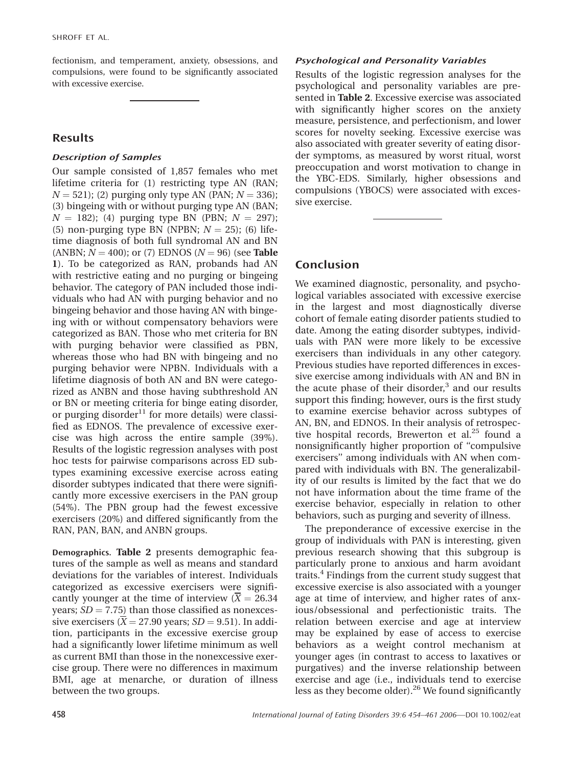fectionism, and temperament, anxiety, obsessions, and compulsions, were found to be significantly associated with excessive exercise.

## Results

### Description of Samples

Our sample consisted of 1,857 females who met lifetime criteria for (1) restricting type AN (RAN; $N = 521$); (2) purging only type AN (PAN; $N = 336$); (3) bingeing with or without purging type AN (BAN; $N = 182$); (4) purging type BN (PBN; $N = 297$); (5) non-purging type BN (NPBN; $N = 25$); (6) lifetime diagnosis of both full syndromal AN and BN (ANBN; $N = 400$); or (7) EDNOS ($N = 96$) (see **Table 1**). To be categorized as RAN, probands had AN with restrictive eating and no purging or bingeing behavior. The category of PAN included those individuals who had AN with purging behavior and no bingeing behavior and those having AN with bingeing with or without compensatory behaviors were categorized as BAN. Those who met criteria for BN with purging behavior were classified as PBN, whereas those who had BN with bingeing and no purging behavior were NPBN. Individuals with a lifetime diagnosis of both AN and BN were categorized as ANBN and those having subthreshold AN or BN or meeting criteria for binge eating disorder, or purging disorder[11] for more details) were classified as EDNOS. The prevalence of excessive exercise was high across the entire sample (39%). Results of the logistic regression analyses with post hoc tests for pairwise comparisons across ED subtypes examining excessive exercise across eating disorder subtypes indicated that there were significantly more excessive exercisers in the PAN group (54%). The PBN group had the fewest excessive exercisers (20%) and differed significantly from the RAN, PAN, BAN, and ANBN groups.

**Demographics. Table 2** presents demographic features of the sample as well as means and standard deviations for the variables of interest. Individuals categorized as excessive exercisers were significantly younger at the time of interview ($\overline{X} = 26.34$ years; $SD = 7.75$) than those classified as nonexcessive exercisers ($\overline{X} = 27.90$ years; $SD = 9.51$). In addition, participants in the excessive exercise group had a significantly lower lifetime minimum as well as current BMI than those in the nonexcessive exercise group. There were no differences in maximum BMI, age at menarche, or duration of illness between the two groups.

### Psychological and Personality Variables

Results of the logistic regression analyses for the psychological and personality variables are presented in **Table 2**. Excessive exercise was associated with significantly higher scores on the anxiety measure, persistence, and perfectionism, and lower scores for novelty seeking. Excessive exercise was also associated with greater severity of eating disorder symptoms, as measured by worst ritual, worst preoccupation and worst motivation to change in the YBC-EDS. Similarly, higher obsessions and compulsions (YBOCS) were associated with excessive exercise.

## Conclusion

We examined diagnostic, personality, and psychological variables associated with excessive exercise in the largest and most diagnostically diverse cohort of female eating disorder patients studied to date. Among the eating disorder subtypes, individuals with PAN were more likely to be excessive exercisers than individuals in any other category. Previous studies have reported differences in excessive exercise among individuals with AN and BN in the acute phase of their disorder,[3] and our results support this finding; however, ours is the first study to examine exercise behavior across subtypes of AN, BN, and EDNOS. In their analysis of retrospective hospital records, Brewerton et al.[25] found a nonsignificantly higher proportion of "compulsive exercisers" among individuals with AN when compared with individuals with BN. The generalizability of our results is limited by the fact that we do not have information about the time frame of the exercise behavior, especially in relation to other behaviors, such as purging and severity of illness.

The preponderance of excessive exercise in the group of individuals with PAN is interesting, given previous research showing that this subgroup is particularly prone to anxious and harm avoidant traits.[4] Findings from the current study suggest that excessive exercise is also associated with a younger age at time of interview, and higher rates of anxious/obsessional and perfectionistic traits. The relation between exercise and age at interview may be explained by ease of access to exercise behaviors as a weight control mechanism at younger ages (in contrast to access to laxatives or purgatives) and the inverse relationship between exercise and age (i.e., individuals tend to exercise less as they become older).[26] We found significantly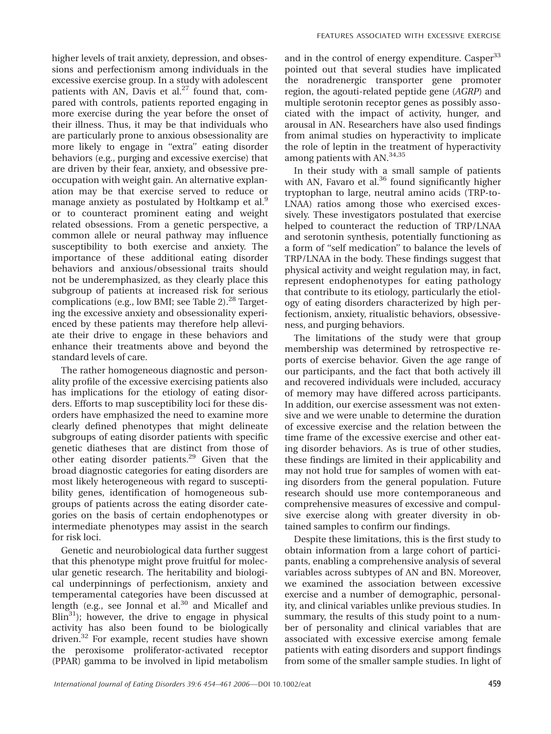higher levels of trait anxiety, depression, and obsessions and perfectionism among individuals in the excessive exercise group. In a study with adolescent patients with AN, Davis et al.[27] found that, compared with controls, patients reported engaging in more exercise during the year before the onset of their illness. Thus, it may be that individuals who are particularly prone to anxious obsessionality are more likely to engage in "extra" eating disorder behaviors (e.g., purging and excessive exercise) that are driven by their fear, anxiety, and obsessive preoccupation with weight gain. An alternative explanation may be that exercise served to reduce or manage anxiety as postulated by Holtkamp et al.[9] or to counteract prominent eating and weight related obsessions. From a genetic perspective, a common allele or neural pathway may influence susceptibility to both exercise and anxiety. The importance of these additional eating disorder behaviors and anxious/obsessional traits should not be underemphasized, as they clearly place this subgroup of patients at increased risk for serious complications (e.g., low BMI; see Table 2).[28] Targeting the excessive anxiety and obsessionality experienced by these patients may therefore help alleviate their drive to engage in these behaviors and enhance their treatments above and beyond the standard levels of care.

The rather homogeneous diagnostic and personality profile of the excessive exercising patients also has implications for the etiology of eating disorders. Efforts to map susceptibility loci for these disorders have emphasized the need to examine more clearly defined phenotypes that might delineate subgroups of eating disorder patients with specific genetic diatheses that are distinct from those of other eating disorder patients.[29] Given that the broad diagnostic categories for eating disorders are most likely heterogeneous with regard to susceptibility genes, identification of homogeneous subgroups of patients across the eating disorder categories on the basis of certain endophenotypes or intermediate phenotypes may assist in the search for risk loci.

Genetic and neurobiological data further suggest that this phenotype might prove fruitful for molecular genetic research. The heritability and biological underpinnings of perfectionism, anxiety and temperamental categories have been discussed at length (e.g., see Jonnal et al.[30] and Micallef and Blin[31]); however, the drive to engage in physical activity has also been found to be biologically driven.[32] For example, recent studies have shown the peroxisome proliferator-activated receptor (PPAR) gamma to be involved in lipid metabolism and in the control of energy expenditure. Casper[33] pointed out that several studies have implicated the noradrenergic transporter gene promoter region, the agouti-related peptide gene (*AGRP*) and multiple serotonin receptor genes as possibly associated with the impact of activity, hunger, and arousal in AN. Researchers have also used findings from animal studies on hyperactivity to implicate the role of leptin in the treatment of hyperactivity among patients with AN.[34,35]

In their study with a small sample of patients with AN, Favaro et al.[36] found significantly higher tryptophan to large, neutral amino acids (TRP-to-LNAA) ratios among those who exercised excessively. These investigators postulated that exercise helped to counteract the reduction of TRP/LNAA and serotonin synthesis, potentially functioning as a form of "self medication" to balance the levels of TRP/LNAA in the body. These findings suggest that physical activity and weight regulation may, in fact, represent endophenotypes for eating pathology that contribute to its etiology, particularly the etiology of eating disorders characterized by high perfectionism, anxiety, ritualistic behaviors, obsessiveness, and purging behaviors.

The limitations of the study were that group membership was determined by retrospective reports of exercise behavior. Given the age range of our participants, and the fact that both actively ill and recovered individuals were included, accuracy of memory may have differed across participants. In addition, our exercise assessment was not extensive and we were unable to determine the duration of excessive exercise and the relation between the time frame of the excessive exercise and other eating disorder behaviors. As is true of other studies, these findings are limited in their applicability and may not hold true for samples of women with eating disorders from the general population. Future research should use more contemporaneous and comprehensive measures of excessive and compulsive exercise along with greater diversity in obtained samples to confirm our findings.

Despite these limitations, this is the first study to obtain information from a large cohort of participants, enabling a comprehensive analysis of several variables across subtypes of AN and BN. Moreover, we examined the association between excessive exercise and a number of demographic, personality, and clinical variables unlike previous studies. In summary, the results of this study point to a number of personality and clinical variables that are associated with excessive exercise among female patients with eating disorders and support findings from some of the smaller sample studies. In light of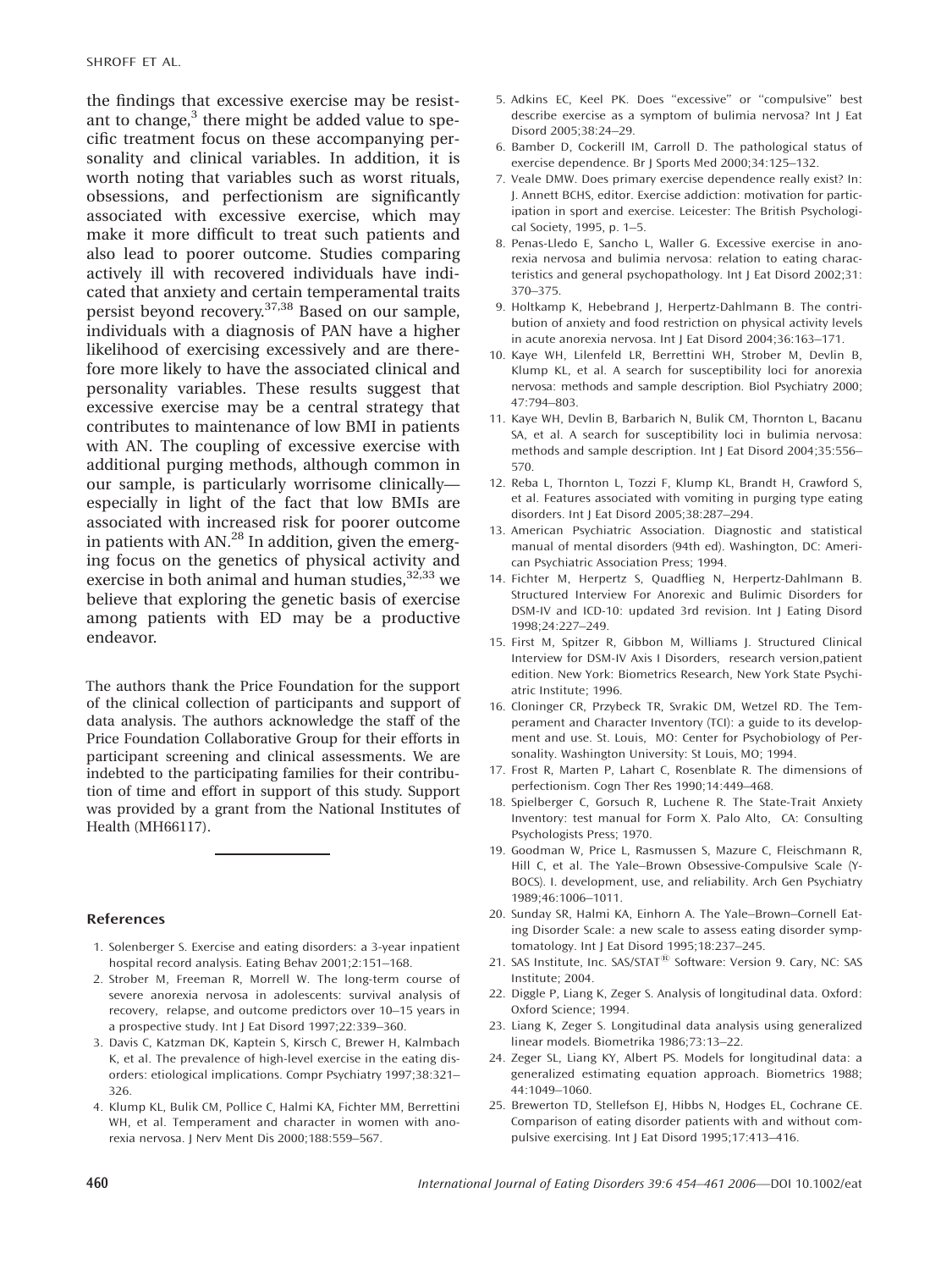the findings that excessive exercise may be resistant to change,[3] there might be added value to specific treatment focus on these accompanying personality and clinical variables. In addition, it is worth noting that variables such as worst rituals, obsessions, and perfectionism are significantly associated with excessive exercise, which may make it more difficult to treat such patients and also lead to poorer outcome. Studies comparing actively ill with recovered individuals have indicated that anxiety and certain temperamental traits persist beyond recovery.[37,38] Based on our sample, individuals with a diagnosis of PAN have a higher likelihood of exercising excessively and are therefore more likely to have the associated clinical and personality variables. These results suggest that excessive exercise may be a central strategy that contributes to maintenance of low BMI in patients with AN. The coupling of excessive exercise with additional purging methods, although common in our sample, is particularly worrisome clinically—especially in light of the fact that low BMIs are associated with increased risk for poorer outcome in patients with AN.[28] In addition, given the emerging focus on the genetics of physical activity and exercise in both animal and human studies,[32,33] we believe that exploring the genetic basis of exercise among patients with ED may be a productive endeavor.

The authors thank the Price Foundation for the support of the clinical collection of participants and support of data analysis. The authors acknowledge the staff of the Price Foundation Collaborative Group for their efforts in participant screening and clinical assessments. We are indebted to the participating families for their contribution of time and effort in support of this study. Support was provided by a grant from the National Institutes of Health (MH66117).

## References

1. Solenberger S. Exercise and eating disorders: a 3-year inpatient hospital record analysis. Eating Behav 2001;2:151–168.
2. Strober M, Freeman R, Morrell W. The long-term course of severe anorexia nervosa in adolescents: survival analysis of recovery, relapse, and outcome predictors over 10–15 years in a prospective study. Int J Eat Disord 1997;22:339–360.
3. Davis C, Katzman DK, Kaptein S, Kirsch C, Brewer H, Kalmbach K, et al. The prevalence of high-level exercise in the eating disorders: etiological implications. Compr Psychiatry 1997;38:321–326.
4. Klump KL, Bulik CM, Pollice C, Halmi KA, Fichter MM, Berrettini WH, et al. Temperament and character in women with anorexia nervosa. J Nerv Ment Dis 2000;188:559–567.
5. Adkins EC, Keel PK. Does "excessive" or "compulsive" best describe exercise as a symptom of bulimia nervosa? Int J Eat Disord 2005;38:24–29.
6. Bamber D, Cockerill IM, Carroll D. The pathological status of exercise dependence. Br J Sports Med 2000;34:125–132.
7. Veale DMW. Does primary exercise dependence really exist? In: J. Annett BCHS, editor. Exercise addiction: motivation for participation in sport and exercise. Leicester: The British Psychological Society, 1995, p. 1–5.
8. Penas-Lledo E, Sancho L, Waller G. Excessive exercise in anorexia nervosa and bulimia nervosa: relation to eating characteristics and general psychopathology. Int J Eat Disord 2002;31: 370–375.
9. Holtkamp K, Hebebrand J, Herpertz-Dahlmann B. The contribution of anxiety and food restriction on physical activity levels in acute anorexia nervosa. Int J Eat Disord 2004;36:163–171.
10. Kaye WH, Lilenfeld LR, Berrettini WH, Strober M, Devlin B, Klump KL, et al. A search for susceptibility loci for anorexia nervosa: methods and sample description. Biol Psychiatry 2000; 47:794–803.
11. Kaye WH, Devlin B, Barbarich N, Bulik CM, Thornton L, Bacanu SA, et al. A search for susceptibility loci in bulimia nervosa: methods and sample description. Int J Eat Disord 2004;35:556–570.
12. Reba L, Thornton L, Tozzi F, Klump KL, Brandt H, Crawford S, et al. Features associated with vomiting in purging type eating disorders. Int J Eat Disord 2005;38:287–294.
13. American Psychiatric Association. Diagnostic and statistical manual of mental disorders (94th ed). Washington, DC: American Psychiatric Association Press; 1994.
14. Fichter M, Herpertz S, Quadflieg N, Herpertz-Dahlmann B. Structured Interview For Anorexic and Bulimic Disorders for DSM-IV and ICD-10: updated 3rd revision. Int J Eating Disord 1998;24:227–249.
15. First M, Spitzer R, Gibbon M, Williams J. Structured Clinical Interview for DSM-IV Axis I Disorders, research version,patient edition. New York: Biometrics Research, New York State Psychiatric Institute; 1996.
16. Cloninger CR, Przybeck TR, Svrakic DM, Wetzel RD. The Temperament and Character Inventory (TCI): a guide to its development and use. St. Louis, MO: Center for Psychobiology of Personality. Washington University: St Louis, MO; 1994.
17. Frost R, Marten P, Lahart C, Rosenblate R. The dimensions of perfectionism. Cogn Ther Res 1990;14:449–468.
18. Spielberger C, Gorsuch R, Luchene R. The State-Trait Anxiety Inventory: test manual for Form X. Palo Alto, CA: Consulting Psychologists Press; 1970.
19. Goodman W, Price L, Rasmussen S, Mazure C, Fleischmann R, Hill C, et al. The Yale–Brown Obsessive-Compulsive Scale (Y-BOCS). I. development, use, and reliability. Arch Gen Psychiatry 1989;46:1006–1011.
20. Sunday SR, Halmi KA, Einhorn A. The Yale–Brown–Cornell Eating Disorder Scale: a new scale to assess eating disorder symptomatology. Int J Eat Disord 1995;18:237–245.
21. SAS Institute, Inc. SAS/STAT® Software: Version 9. Cary, NC: SAS Institute; 2004.
22. Diggle P, Liang K, Zeger S. Analysis of longitudinal data. Oxford: Oxford Science; 1994.
23. Liang K, Zeger S. Longitudinal data analysis using generalized linear models. Biometrika 1986;73:13–22.
24. Zeger SL, Liang KY, Albert PS. Models for longitudinal data: a generalized estimating equation approach. Biometrics 1988; 44:1049–1060.
25. Brewerton TD, Stellefson EJ, Hibbs N, Hodges EL, Cochrane CE. Comparison of eating disorder patients with and without compulsive exercising. Int J Eat Disord 1995;17:413–416.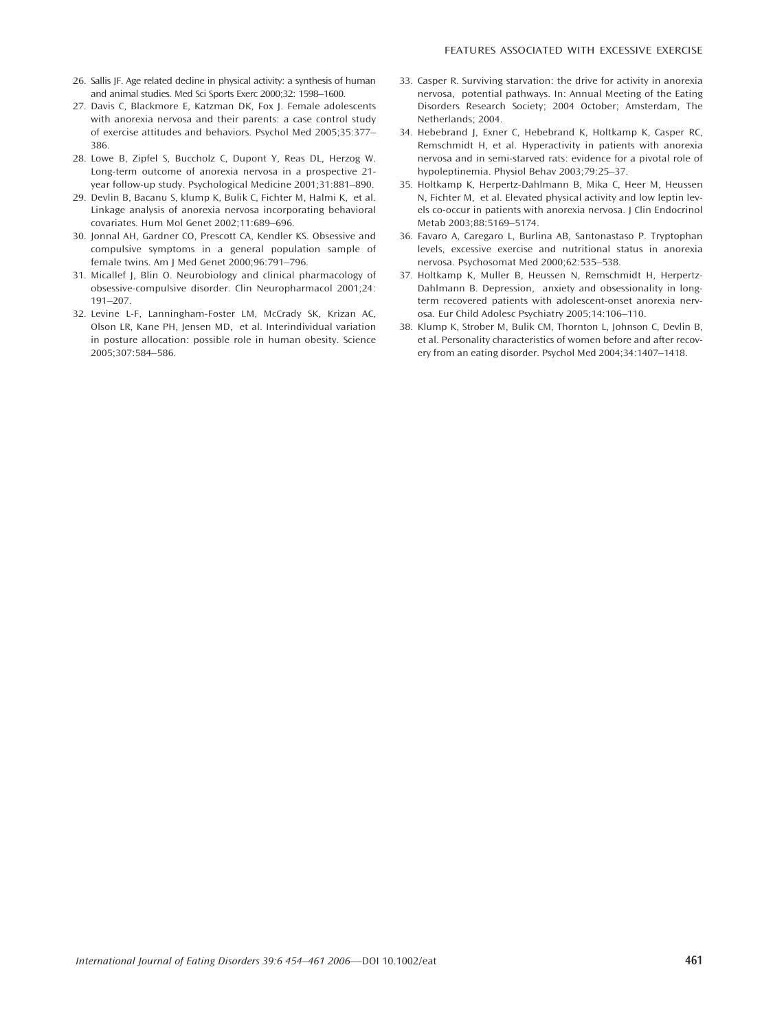26. Sallis JF. Age related decline in physical activity: a synthesis of human and animal studies. Med Sci Sports Exerc 2000;32: 1598–1600.
27. Davis C, Blackmore E, Katzman DK, Fox J. Female adolescents with anorexia nervosa and their parents: a case control study of exercise attitudes and behaviors. Psychol Med 2005;35:377–386.
28. Lowe B, Zipfel S, Buccholz C, Dupont Y, Reas DL, Herzog W. Long-term outcome of anorexia nervosa in a prospective 21-year follow-up study. Psychological Medicine 2001;31:881–890.
29. Devlin B, Bacanu S, klump K, Bulik C, Fichter M, Halmi K, et al. Linkage analysis of anorexia nervosa incorporating behavioral covariates. Hum Mol Genet 2002;11:689–696.
30. Jonnal AH, Gardner CO, Prescott CA, Kendler KS. Obsessive and compulsive symptoms in a general population sample of female twins. Am J Med Genet 2000;96:791–796.
31. Micallef J, Blin O. Neurobiology and clinical pharmacology of obsessive-compulsive disorder. Clin Neuropharmacol 2001;24: 191–207.
32. Levine L-F, Lanningham-Foster LM, McCrady SK, Krizan AC, Olson LR, Kane PH, Jensen MD, et al. Interindividual variation in posture allocation: possible role in human obesity. Science 2005;307:584–586.
33. Casper R. Surviving starvation: the drive for activity in anorexia nervosa, potential pathways. In: Annual Meeting of the Eating Disorders Research Society; 2004 October; Amsterdam, The Netherlands; 2004.
34. Hebebrand J, Exner C, Hebebrand K, Holtkamp K, Casper RC, Remschmidt H, et al. Hyperactivity in patients with anorexia nervosa and in semi-starved rats: evidence for a pivotal role of hypoleptinemia. Physiol Behav 2003;79:25–37.
35. Holtkamp K, Herpertz-Dahlmann B, Mika C, Heer M, Heussen N, Fichter M, et al. Elevated physical activity and low leptin levels co-occur in patients with anorexia nervosa. J Clin Endocrinol Metab 2003;88:5169–5174.
36. Favaro A, Caregaro L, Burlina AB, Santonastaso P. Tryptophan levels, excessive exercise and nutritional status in anorexia nervosa. Psychosomat Med 2000;62:535–538.
37. Holtkamp K, Muller B, Heussen N, Remschmidt H, Herpertz-Dahlmann B. Depression, anxiety and obsessionality in long-term recovered patients with adolescent-onset anorexia nervosa. Eur Child Adolesc Psychiatry 2005;14:106–110.
38. Klump K, Strober M, Bulik CM, Thornton L, Johnson C, Devlin B, et al. Personality characteristics of women before and after recovery from an eating disorder. Psychol Med 2004;34:1407–1418.